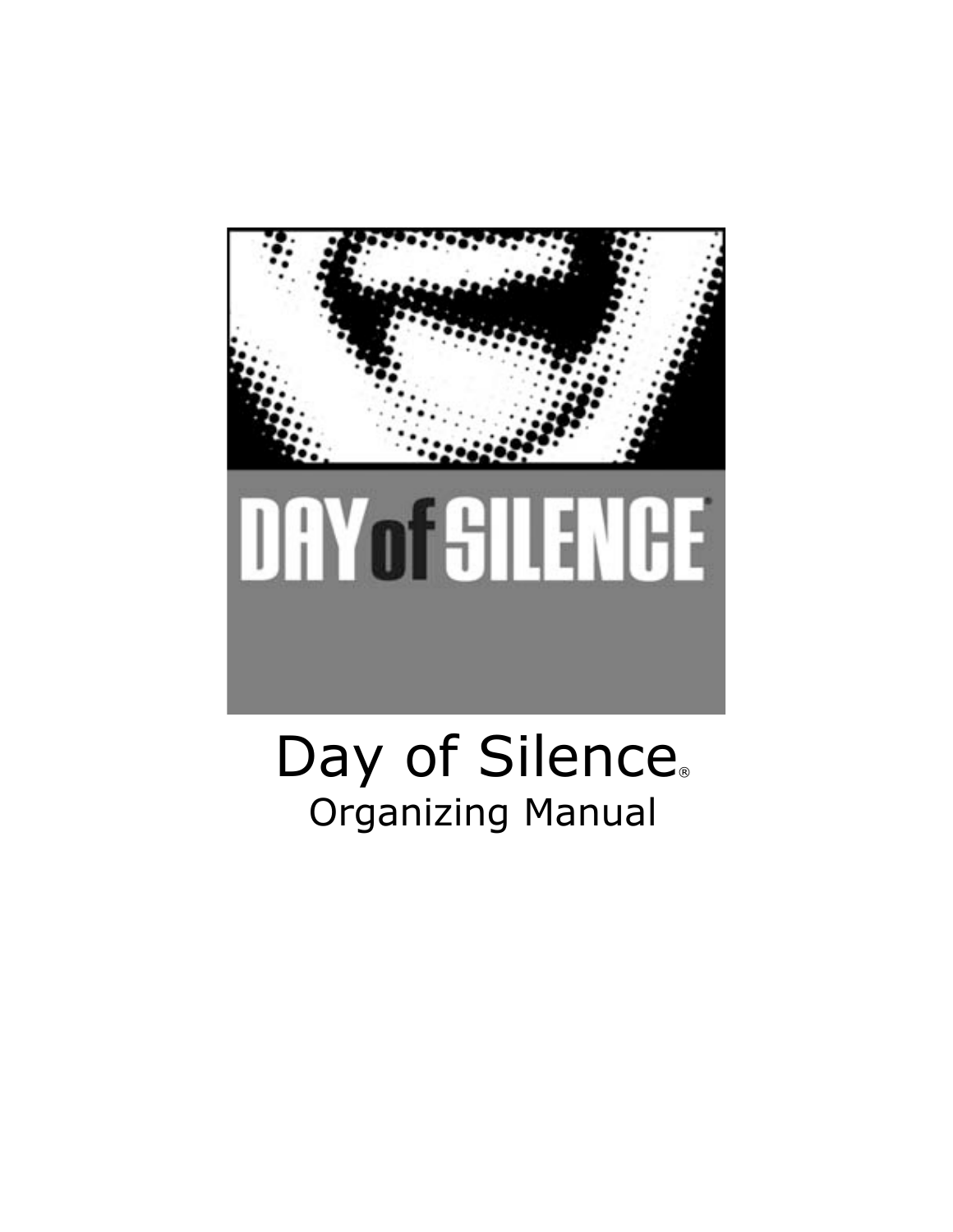DAY of SILENCE®

# Day of Silence®

## Organizing Manual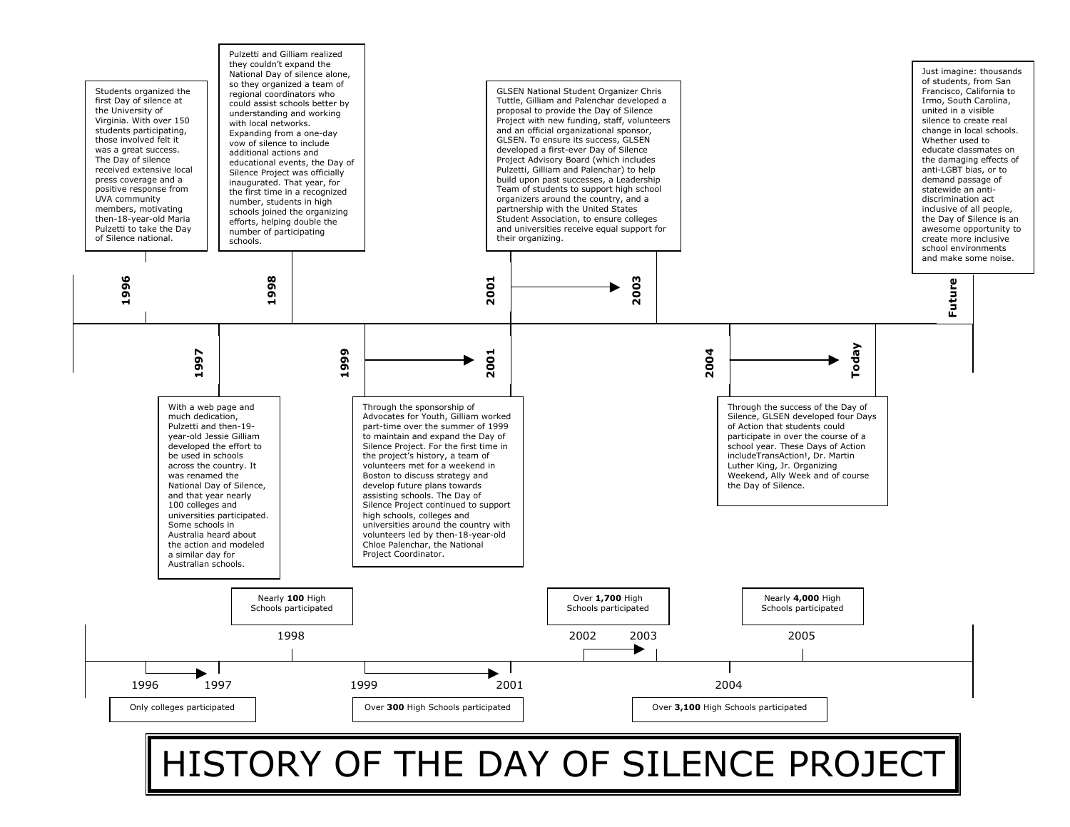# HISTORY OF THE DAY OF SILENCE PROJECT

**1996**

Students organized the first Day of silence at the University of Virginia. With over 150 students participating, those involved felt it was a great success. The Day of silence received extensive local press coverage and a positive response from UVA community members, motivating then-18-year-old Maria Pulzetti to take the Day of Silence national.

**1997**

With a web page and much dedication, Pulzetti and then-19-year-old Jessie Gilliam developed the effort to be used in schools across the country. It was renamed the National Day of Silence, and that year nearly 100 colleges and universities participated. Some schools in Australia heard about the action and modeled a similar day for Australian schools.

**1998**

Pulzetti and Gilliam realized they couldn't expand the National Day of silence alone, so they organized a team of regional coordinators who could assist schools better by understanding and working with local networks. Expanding from a one-day vow of silence to include additional actions and educational events, the Day of Silence Project was officially inaugurated. That year, for the first time in a recognized number, students in high schools joined the organizing efforts, helping double the number of participating schools.

**1999 → 2001**

Through the sponsorship of Advocates for Youth, Gilliam worked part-time over the summer of 1999 to maintain and expand the Day of Silence Project. For the first time in the project's history, a team of volunteers met for a weekend in Boston to discuss strategy and develop future plans towards assisting schools. The Day of Silence Project continued to support high schools, colleges and universities around the country with volunteers led by then-18-year-old Chloe Palenchar, the National Project Coordinator.

**2001 → 2003**

GLSEN National Student Organizer Chris Tuttle, Gilliam and Palenchar developed a proposal to provide the Day of Silence Project with new funding, staff, volunteers and an official organizational sponsor, GLSEN. To ensure its success, GLSEN developed a first-ever Day of Silence Project Advisory Board (which includes Pulzetti, Gilliam and Palenchar) to help build upon past successes, a Leadership Team of students to support high school organizers around the country, and a partnership with the United States Student Association, to ensure colleges and universities receive equal support for their organizing.

**2004 → Today**

Through the success of the Day of Silence, GLSEN developed four Days of Action that students could participate in over the course of a school year. These Days of Action includeTransAction!, Dr. Martin Luther King, Jr. Organizing Weekend, Ally Week and of course the Day of Silence.

**Future**

Just imagine: thousands of students, from San Francisco, California to Irmo, South Carolina, united in a visible silence to create real change in local schools. Whether used to educate classmates on the damaging effects of anti-LGBT bias, or to demand passage of statewide an anti-discrimination act inclusive of all people, the Day of Silence is an awesome opportunity to create more inclusive school environments and make some noise.

---

- 1996 → 1997: Only colleges participated
- 1998: Nearly **100** High Schools participated
- 1999 → 2001: Over **300** High Schools participated
- 2002 → 2003: Over **1,700** High Schools participated
- 2004: Over **3,100** High Schools participated
- 2005: Nearly **4,000** High Schools participated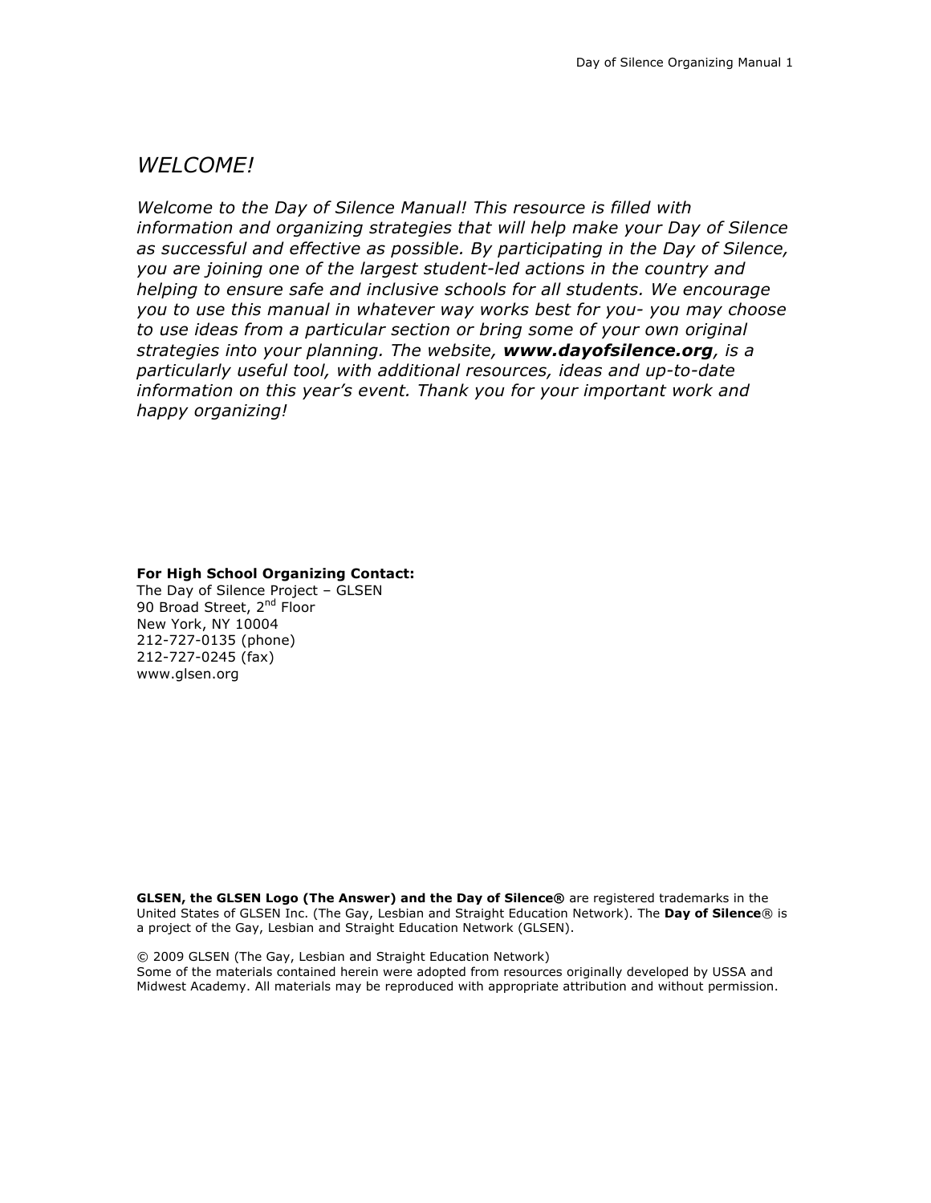# *WELCOME!*

*Welcome to the Day of Silence Manual! This resource is filled with information and organizing strategies that will help make your Day of Silence as successful and effective as possible. By participating in the Day of Silence, you are joining one of the largest student-led actions in the country and helping to ensure safe and inclusive schools for all students. We encourage you to use this manual in whatever way works best for you- you may choose to use ideas from a particular section or bring some of your own original strategies into your planning. The website, **www.dayofsilence.org**, is a particularly useful tool, with additional resources, ideas and up-to-date information on this year's event. Thank you for your important work and happy organizing!*

**For High School Organizing Contact:**
The Day of Silence Project – GLSEN
90 Broad Street, 2nd Floor
New York, NY 10004
212-727-0135 (phone)
212-727-0245 (fax)
www.glsen.org

**GLSEN, the GLSEN Logo (The Answer) and the Day of Silence®** are registered trademarks in the United States of GLSEN Inc. (The Gay, Lesbian and Straight Education Network). The **Day of Silence**® is a project of the Gay, Lesbian and Straight Education Network (GLSEN).

© 2009 GLSEN (The Gay, Lesbian and Straight Education Network)
Some of the materials contained herein were adopted from resources originally developed by USSA and Midwest Academy. All materials may be reproduced with appropriate attribution and without permission.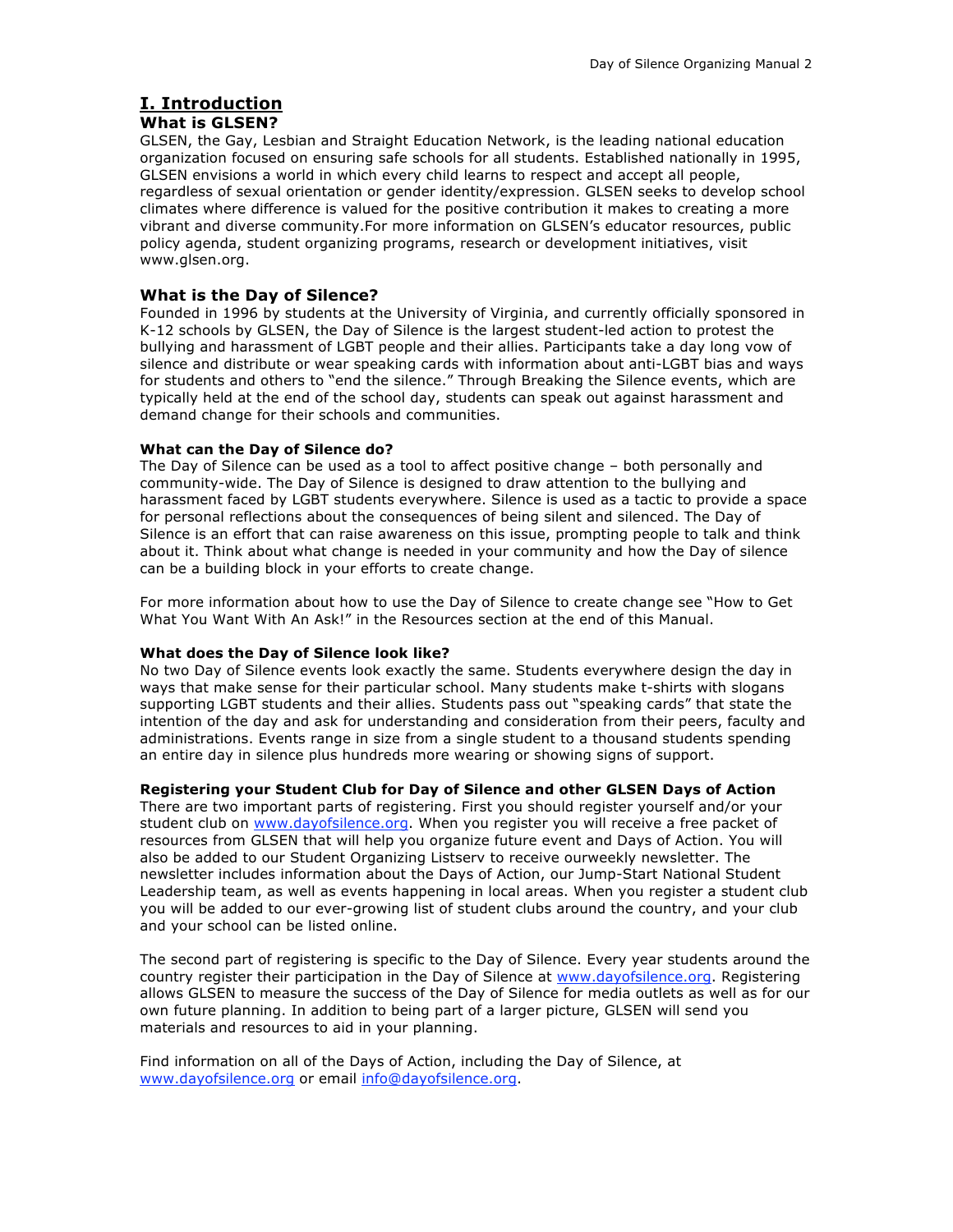# I. Introduction

## What is GLSEN?

GLSEN, the Gay, Lesbian and Straight Education Network, is the leading national education organization focused on ensuring safe schools for all students. Established nationally in 1995, GLSEN envisions a world in which every child learns to respect and accept all people, regardless of sexual orientation or gender identity/expression. GLSEN seeks to develop school climates where difference is valued for the positive contribution it makes to creating a more vibrant and diverse community.For more information on GLSEN's educator resources, public policy agenda, student organizing programs, research or development initiatives, visit www.glsen.org.

## What is the Day of Silence?

Founded in 1996 by students at the University of Virginia, and currently officially sponsored in K-12 schools by GLSEN, the Day of Silence is the largest student-led action to protest the bullying and harassment of LGBT people and their allies. Participants take a day long vow of silence and distribute or wear speaking cards with information about anti-LGBT bias and ways for students and others to "end the silence." Through Breaking the Silence events, which are typically held at the end of the school day, students can speak out against harassment and demand change for their schools and communities.

### What can the Day of Silence do?

The Day of Silence can be used as a tool to affect positive change – both personally and community-wide. The Day of Silence is designed to draw attention to the bullying and harassment faced by LGBT students everywhere. Silence is used as a tactic to provide a space for personal reflections about the consequences of being silent and silenced. The Day of Silence is an effort that can raise awareness on this issue, prompting people to talk and think about it. Think about what change is needed in your community and how the Day of silence can be a building block in your efforts to create change.

For more information about how to use the Day of Silence to create change see "How to Get What You Want With An Ask!" in the Resources section at the end of this Manual.

### What does the Day of Silence look like?

No two Day of Silence events look exactly the same. Students everywhere design the day in ways that make sense for their particular school. Many students make t-shirts with slogans supporting LGBT students and their allies. Students pass out "speaking cards" that state the intention of the day and ask for understanding and consideration from their peers, faculty and administrations. Events range in size from a single student to a thousand students spending an entire day in silence plus hundreds more wearing or showing signs of support.

### Registering your Student Club for Day of Silence and other GLSEN Days of Action

There are two important parts of registering. First you should register yourself and/or your student club on www.dayofsilence.org. When you register you will receive a free packet of resources from GLSEN that will help you organize future event and Days of Action. You will also be added to our Student Organizing Listserv to receive ourweekly newsletter. The newsletter includes information about the Days of Action, our Jump-Start National Student Leadership team, as well as events happening in local areas. When you register a student club you will be added to our ever-growing list of student clubs around the country, and your club and your school can be listed online.

The second part of registering is specific to the Day of Silence. Every year students around the country register their participation in the Day of Silence at www.dayofsilence.org. Registering allows GLSEN to measure the success of the Day of Silence for media outlets as well as for our own future planning. In addition to being part of a larger picture, GLSEN will send you materials and resources to aid in your planning.

Find information on all of the Days of Action, including the Day of Silence, at www.dayofsilence.org or email info@dayofsilence.org.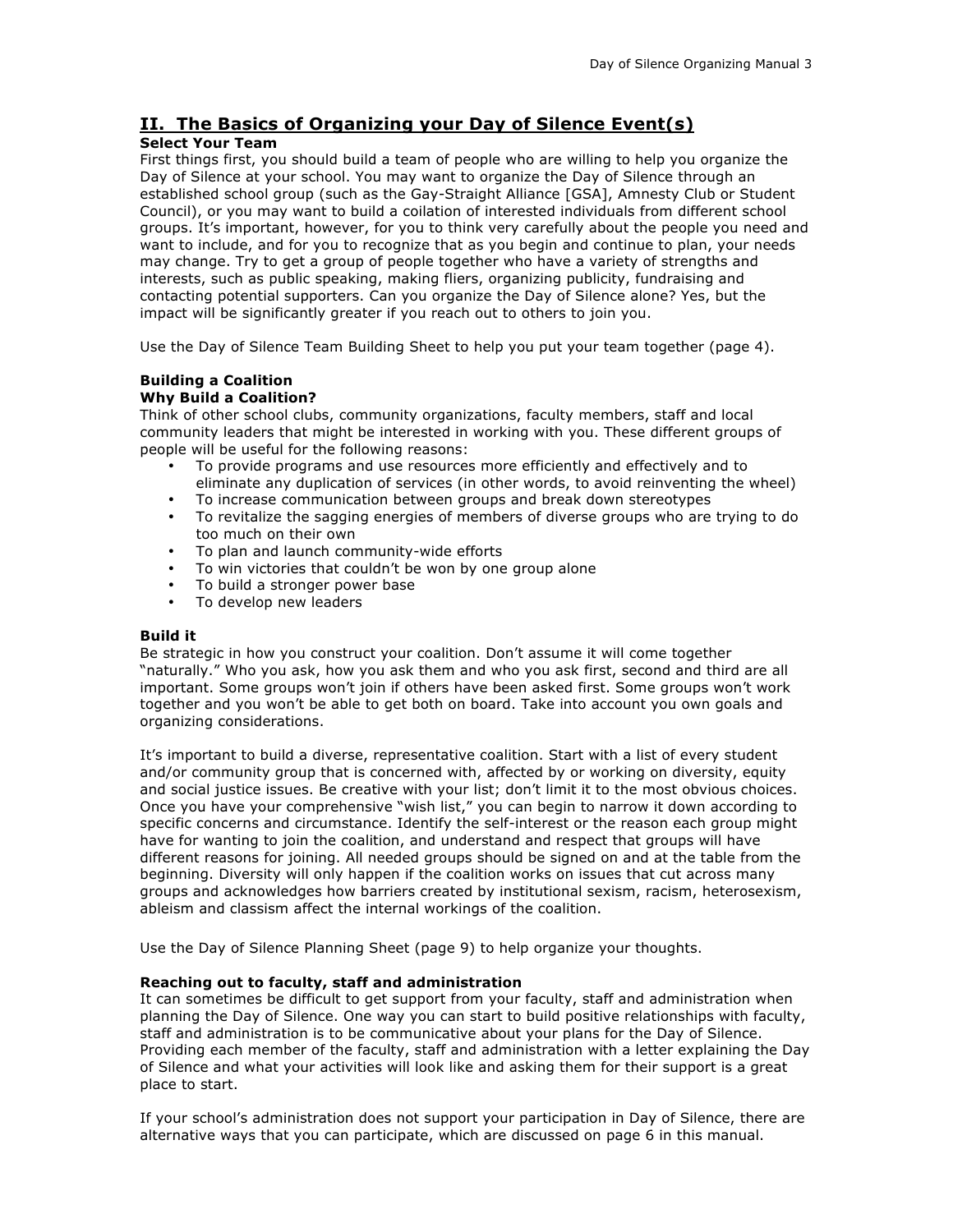## II. The Basics of Organizing your Day of Silence Event(s)

**Select Your Team**

First things first, you should build a team of people who are willing to help you organize the Day of Silence at your school. You may want to organize the Day of Silence through an established school group (such as the Gay-Straight Alliance [GSA], Amnesty Club or Student Council), or you may want to build a coilation of interested individuals from different school groups. It's important, however, for you to think very carefully about the people you need and want to include, and for you to recognize that as you begin and continue to plan, your needs may change. Try to get a group of people together who have a variety of strengths and interests, such as public speaking, making fliers, organizing publicity, fundraising and contacting potential supporters. Can you organize the Day of Silence alone? Yes, but the impact will be significantly greater if you reach out to others to join you.

Use the Day of Silence Team Building Sheet to help you put your team together (page 4).

**Building a Coalition**

**Why Build a Coalition?**

Think of other school clubs, community organizations, faculty members, staff and local community leaders that might be interested in working with you. These different groups of people will be useful for the following reasons:

- To provide programs and use resources more efficiently and effectively and to eliminate any duplication of services (in other words, to avoid reinventing the wheel)
- To increase communication between groups and break down stereotypes
- To revitalize the sagging energies of members of diverse groups who are trying to do too much on their own
- To plan and launch community-wide efforts
- To win victories that couldn't be won by one group alone
- To build a stronger power base
- To develop new leaders

**Build it**

Be strategic in how you construct your coalition. Don't assume it will come together "naturally." Who you ask, how you ask them and who you ask first, second and third are all important. Some groups won't join if others have been asked first. Some groups won't work together and you won't be able to get both on board. Take into account you own goals and organizing considerations.

It's important to build a diverse, representative coalition. Start with a list of every student and/or community group that is concerned with, affected by or working on diversity, equity and social justice issues. Be creative with your list; don't limit it to the most obvious choices. Once you have your comprehensive "wish list," you can begin to narrow it down according to specific concerns and circumstance. Identify the self-interest or the reason each group might have for wanting to join the coalition, and understand and respect that groups will have different reasons for joining. All needed groups should be signed on and at the table from the beginning. Diversity will only happen if the coalition works on issues that cut across many groups and acknowledges how barriers created by institutional sexism, racism, heterosexism, ableism and classism affect the internal workings of the coalition.

Use the Day of Silence Planning Sheet (page 9) to help organize your thoughts.

**Reaching out to faculty, staff and administration**

It can sometimes be difficult to get support from your faculty, staff and administration when planning the Day of Silence. One way you can start to build positive relationships with faculty, staff and administration is to be communicative about your plans for the Day of Silence. Providing each member of the faculty, staff and administration with a letter explaining the Day of Silence and what your activities will look like and asking them for their support is a great place to start.

If your school's administration does not support your participation in Day of Silence, there are alternative ways that you can participate, which are discussed on page 6 in this manual.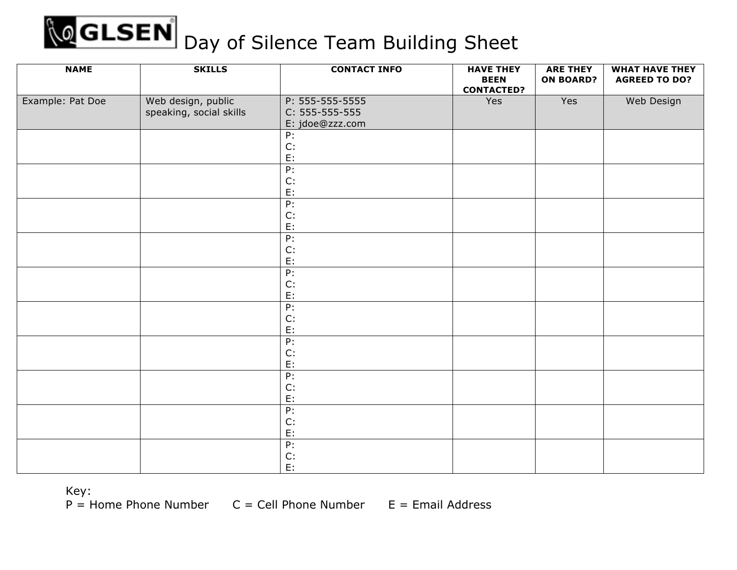# GLSEN Day of Silence Team Building Sheet

| NAME | SKILLS | CONTACT INFO | HAVE THEY BEEN CONTACTED? | ARE THEY ON BOARD? | WHAT HAVE THEY AGREED TO DO? |
|---|---|---|---|---|---|
| Example: Pat Doe | Web design, public speaking, social skills | P: 555-555-5555<br>C: 555-555-555<br>E: jdoe@zzz.com | Yes | Yes | Web Design |
| | | P:<br>C:<br>E: | | | |
| | | P:<br>C:<br>E: | | | |
| | | P:<br>C:<br>E: | | | |
| | | P:<br>C:<br>E: | | | |
| | | P:<br>C:<br>E: | | | |
| | | P:<br>C:<br>E: | | | |
| | | P:<br>C:<br>E: | | | |
| | | P:<br>C:<br>E: | | | |
| | | P:<br>C:<br>E: | | | |
| | | P:<br>C:<br>E: | | | |

Key:
P = Home Phone Number C = Cell Phone Number E = Email Address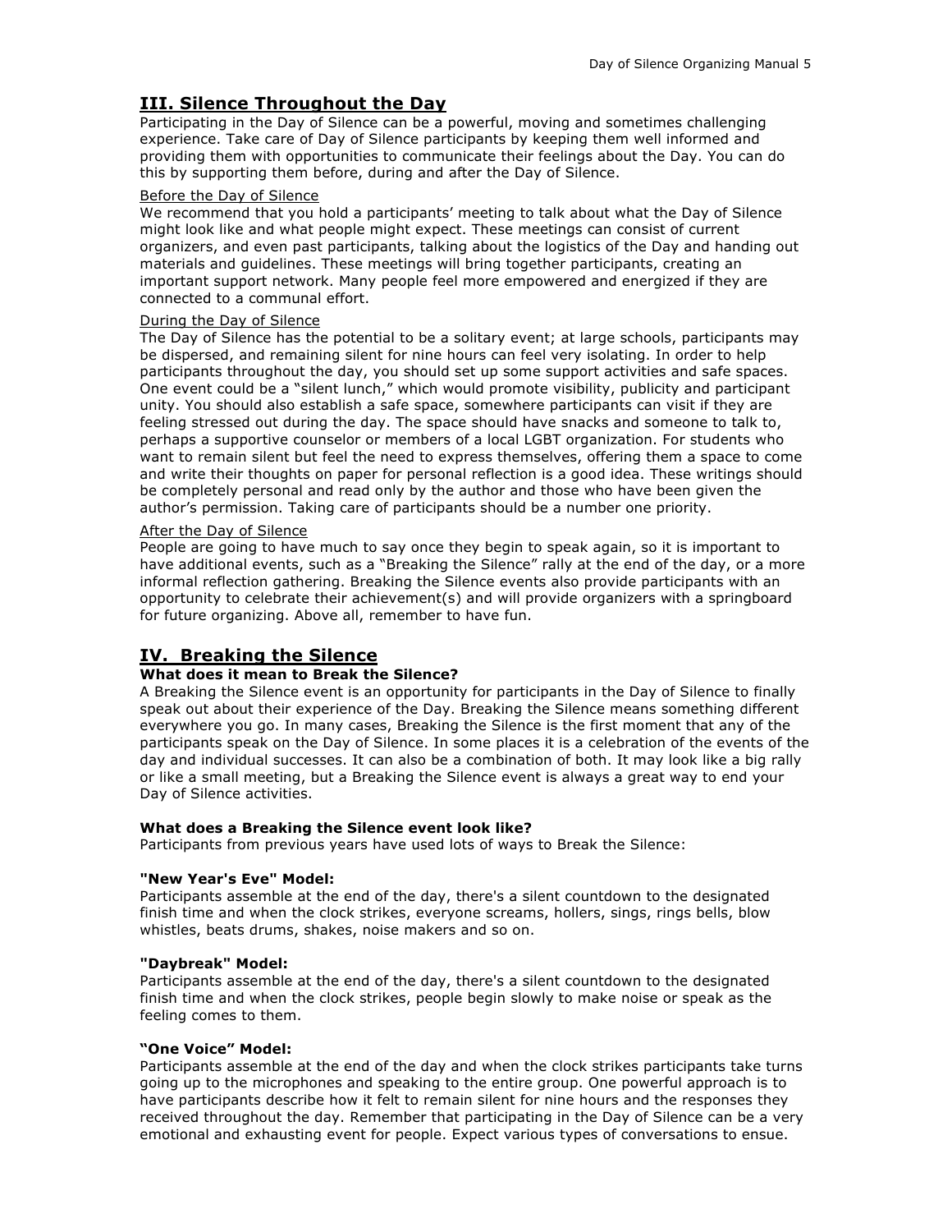## III. Silence Throughout the Day

Participating in the Day of Silence can be a powerful, moving and sometimes challenging experience. Take care of Day of Silence participants by keeping them well informed and providing them with opportunities to communicate their feelings about the Day. You can do this by supporting them before, during and after the Day of Silence.

Before the Day of Silence

We recommend that you hold a participants' meeting to talk about what the Day of Silence might look like and what people might expect. These meetings can consist of current organizers, and even past participants, talking about the logistics of the Day and handing out materials and guidelines. These meetings will bring together participants, creating an important support network. Many people feel more empowered and energized if they are connected to a communal effort.

During the Day of Silence

The Day of Silence has the potential to be a solitary event; at large schools, participants may be dispersed, and remaining silent for nine hours can feel very isolating. In order to help participants throughout the day, you should set up some support activities and safe spaces. One event could be a "silent lunch," which would promote visibility, publicity and participant unity. You should also establish a safe space, somewhere participants can visit if they are feeling stressed out during the day. The space should have snacks and someone to talk to, perhaps a supportive counselor or members of a local LGBT organization. For students who want to remain silent but feel the need to express themselves, offering them a space to come and write their thoughts on paper for personal reflection is a good idea. These writings should be completely personal and read only by the author and those who have been given the author's permission. Taking care of participants should be a number one priority.

After the Day of Silence

People are going to have much to say once they begin to speak again, so it is important to have additional events, such as a "Breaking the Silence" rally at the end of the day, or a more informal reflection gathering. Breaking the Silence events also provide participants with an opportunity to celebrate their achievement(s) and will provide organizers with a springboard for future organizing. Above all, remember to have fun.

## IV. Breaking the Silence

**What does it mean to Break the Silence?**

A Breaking the Silence event is an opportunity for participants in the Day of Silence to finally speak out about their experience of the Day. Breaking the Silence means something different everywhere you go. In many cases, Breaking the Silence is the first moment that any of the participants speak on the Day of Silence. In some places it is a celebration of the events of the day and individual successes. It can also be a combination of both. It may look like a big rally or like a small meeting, but a Breaking the Silence event is always a great way to end your Day of Silence activities.

**What does a Breaking the Silence event look like?**

Participants from previous years have used lots of ways to Break the Silence:

**"New Year's Eve" Model:**

Participants assemble at the end of the day, there's a silent countdown to the designated finish time and when the clock strikes, everyone screams, hollers, sings, rings bells, blow whistles, beats drums, shakes, noise makers and so on.

**"Daybreak" Model:**

Participants assemble at the end of the day, there's a silent countdown to the designated finish time and when the clock strikes, people begin slowly to make noise or speak as the feeling comes to them.

**"One Voice" Model:**

Participants assemble at the end of the day and when the clock strikes participants take turns going up to the microphones and speaking to the entire group. One powerful approach is to have participants describe how it felt to remain silent for nine hours and the responses they received throughout the day. Remember that participating in the Day of Silence can be a very emotional and exhausting event for people. Expect various types of conversations to ensue.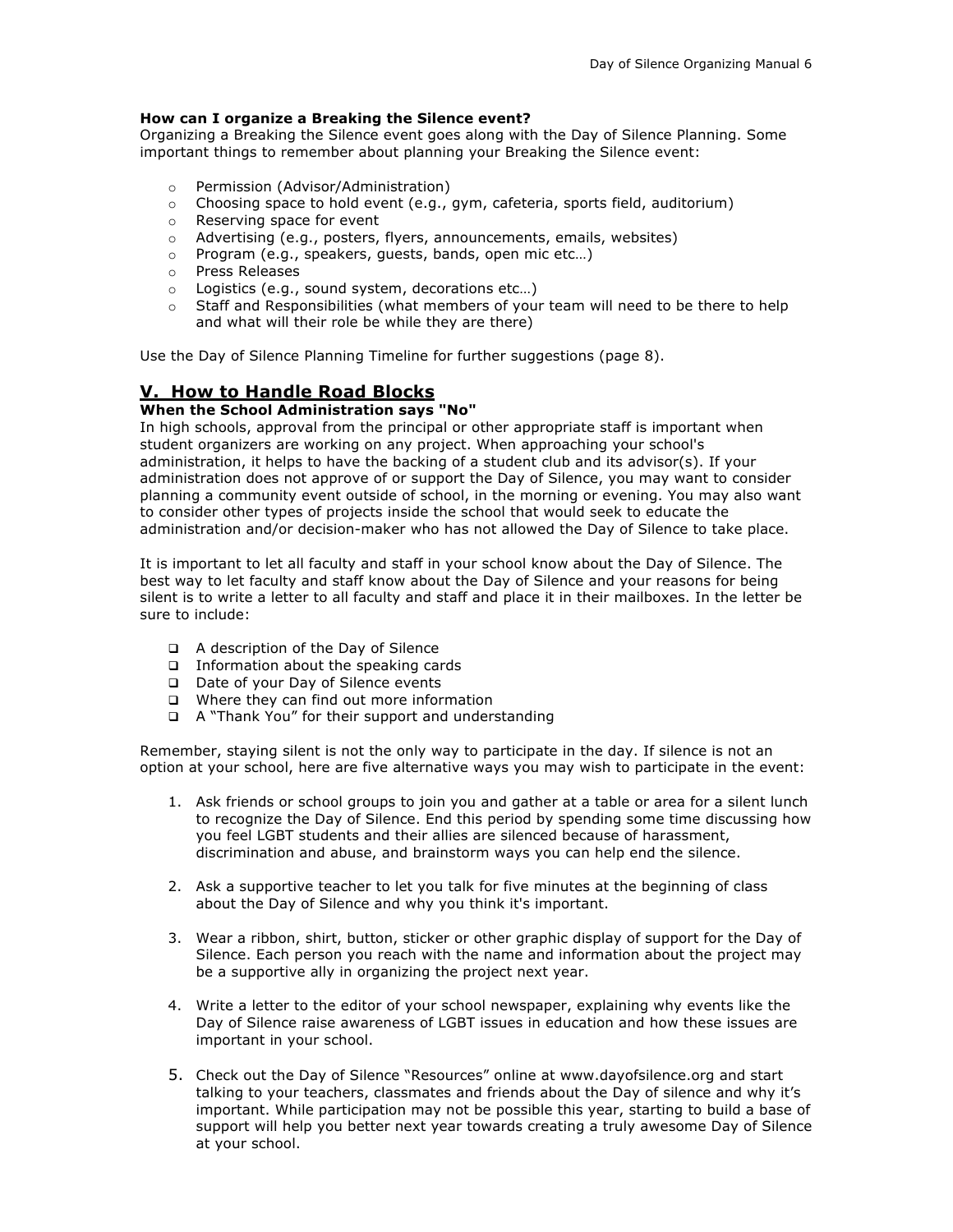**How can I organize a Breaking the Silence event?**
Organizing a Breaking the Silence event goes along with the Day of Silence Planning. Some important things to remember about planning your Breaking the Silence event:

- Permission (Advisor/Administration)
- Choosing space to hold event (e.g., gym, cafeteria, sports field, auditorium)
- Reserving space for event
- Advertising (e.g., posters, flyers, announcements, emails, websites)
- Program (e.g., speakers, guests, bands, open mic etc…)
- Press Releases
- Logistics (e.g., sound system, decorations etc…)
- Staff and Responsibilities (what members of your team will need to be there to help and what will their role be while they are there)

Use the Day of Silence Planning Timeline for further suggestions (page 8).

## V. How to Handle Road Blocks

**When the School Administration says "No"**
In high schools, approval from the principal or other appropriate staff is important when student organizers are working on any project. When approaching your school's administration, it helps to have the backing of a student club and its advisor(s). If your administration does not approve of or support the Day of Silence, you may want to consider planning a community event outside of school, in the morning or evening. You may also want to consider other types of projects inside the school that would seek to educate the administration and/or decision-maker who has not allowed the Day of Silence to take place.

It is important to let all faculty and staff in your school know about the Day of Silence. The best way to let faculty and staff know about the Day of Silence and your reasons for being silent is to write a letter to all faculty and staff and place it in their mailboxes. In the letter be sure to include:

- A description of the Day of Silence
- Information about the speaking cards
- Date of your Day of Silence events
- Where they can find out more information
- A "Thank You" for their support and understanding

Remember, staying silent is not the only way to participate in the day. If silence is not an option at your school, here are five alternative ways you may wish to participate in the event:

1. Ask friends or school groups to join you and gather at a table or area for a silent lunch to recognize the Day of Silence. End this period by spending some time discussing how you feel LGBT students and their allies are silenced because of harassment, discrimination and abuse, and brainstorm ways you can help end the silence.

2. Ask a supportive teacher to let you talk for five minutes at the beginning of class about the Day of Silence and why you think it's important.

3. Wear a ribbon, shirt, button, sticker or other graphic display of support for the Day of Silence. Each person you reach with the name and information about the project may be a supportive ally in organizing the project next year.

4. Write a letter to the editor of your school newspaper, explaining why events like the Day of Silence raise awareness of LGBT issues in education and how these issues are important in your school.

5. Check out the Day of Silence "Resources" online at www.dayofsilence.org and start talking to your teachers, classmates and friends about the Day of silence and why it's important. While participation may not be possible this year, starting to build a base of support will help you better next year towards creating a truly awesome Day of Silence at your school.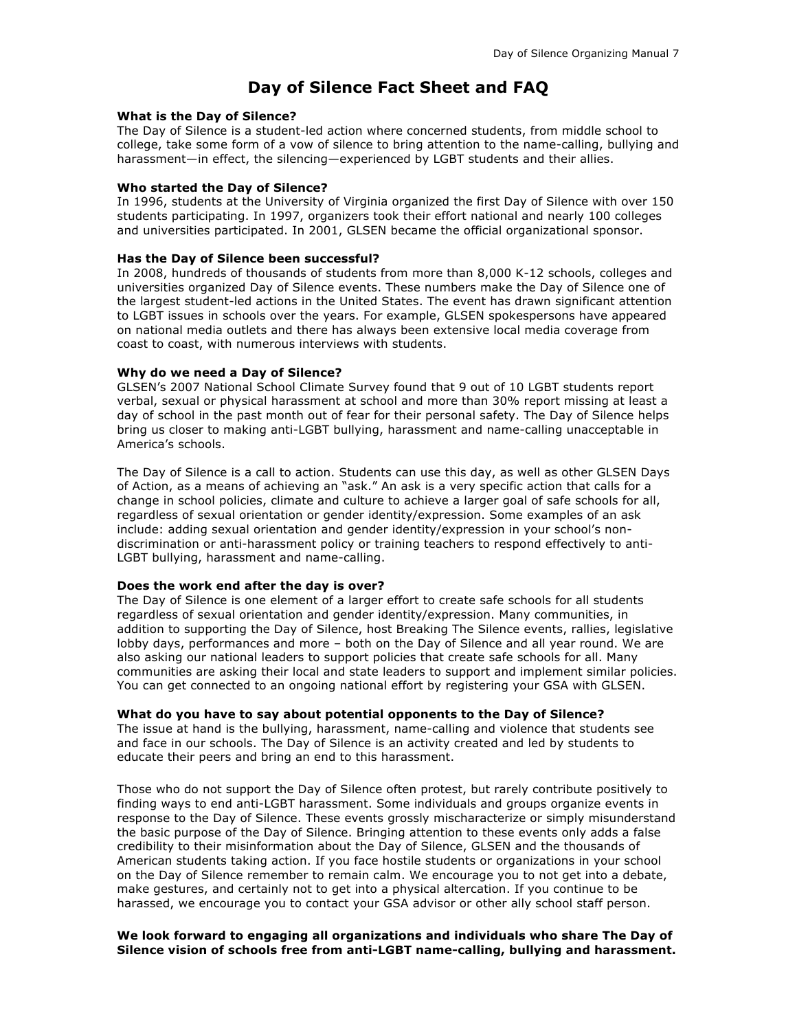# Day of Silence Fact Sheet and FAQ

**What is the Day of Silence?**

The Day of Silence is a student-led action where concerned students, from middle school to college, take some form of a vow of silence to bring attention to the name-calling, bullying and harassment—in effect, the silencing—experienced by LGBT students and their allies.

**Who started the Day of Silence?**

In 1996, students at the University of Virginia organized the first Day of Silence with over 150 students participating. In 1997, organizers took their effort national and nearly 100 colleges and universities participated. In 2001, GLSEN became the official organizational sponsor.

**Has the Day of Silence been successful?**

In 2008, hundreds of thousands of students from more than 8,000 K-12 schools, colleges and universities organized Day of Silence events. These numbers make the Day of Silence one of the largest student-led actions in the United States. The event has drawn significant attention to LGBT issues in schools over the years. For example, GLSEN spokespersons have appeared on national media outlets and there has always been extensive local media coverage from coast to coast, with numerous interviews with students.

**Why do we need a Day of Silence?**

GLSEN's 2007 National School Climate Survey found that 9 out of 10 LGBT students report verbal, sexual or physical harassment at school and more than 30% report missing at least a day of school in the past month out of fear for their personal safety. The Day of Silence helps bring us closer to making anti-LGBT bullying, harassment and name-calling unacceptable in America's schools.

The Day of Silence is a call to action. Students can use this day, as well as other GLSEN Days of Action, as a means of achieving an "ask." An ask is a very specific action that calls for a change in school policies, climate and culture to achieve a larger goal of safe schools for all, regardless of sexual orientation or gender identity/expression. Some examples of an ask include: adding sexual orientation and gender identity/expression in your school's non-discrimination or anti-harassment policy or training teachers to respond effectively to anti-LGBT bullying, harassment and name-calling.

**Does the work end after the day is over?**

The Day of Silence is one element of a larger effort to create safe schools for all students regardless of sexual orientation and gender identity/expression. Many communities, in addition to supporting the Day of Silence, host Breaking The Silence events, rallies, legislative lobby days, performances and more – both on the Day of Silence and all year round. We are also asking our national leaders to support policies that create safe schools for all. Many communities are asking their local and state leaders to support and implement similar policies. You can get connected to an ongoing national effort by registering your GSA with GLSEN.

**What do you have to say about potential opponents to the Day of Silence?**

The issue at hand is the bullying, harassment, name-calling and violence that students see and face in our schools. The Day of Silence is an activity created and led by students to educate their peers and bring an end to this harassment.

Those who do not support the Day of Silence often protest, but rarely contribute positively to finding ways to end anti-LGBT harassment. Some individuals and groups organize events in response to the Day of Silence. These events grossly mischaracterize or simply misunderstand the basic purpose of the Day of Silence. Bringing attention to these events only adds a false credibility to their misinformation about the Day of Silence, GLSEN and the thousands of American students taking action. If you face hostile students or organizations in your school on the Day of Silence remember to remain calm. We encourage you to not get into a debate, make gestures, and certainly not to get into a physical altercation. If you continue to be harassed, we encourage you to contact your GSA advisor or other ally school staff person.

**We look forward to engaging all organizations and individuals who share The Day of Silence vision of schools free from anti-LGBT name-calling, bullying and harassment.**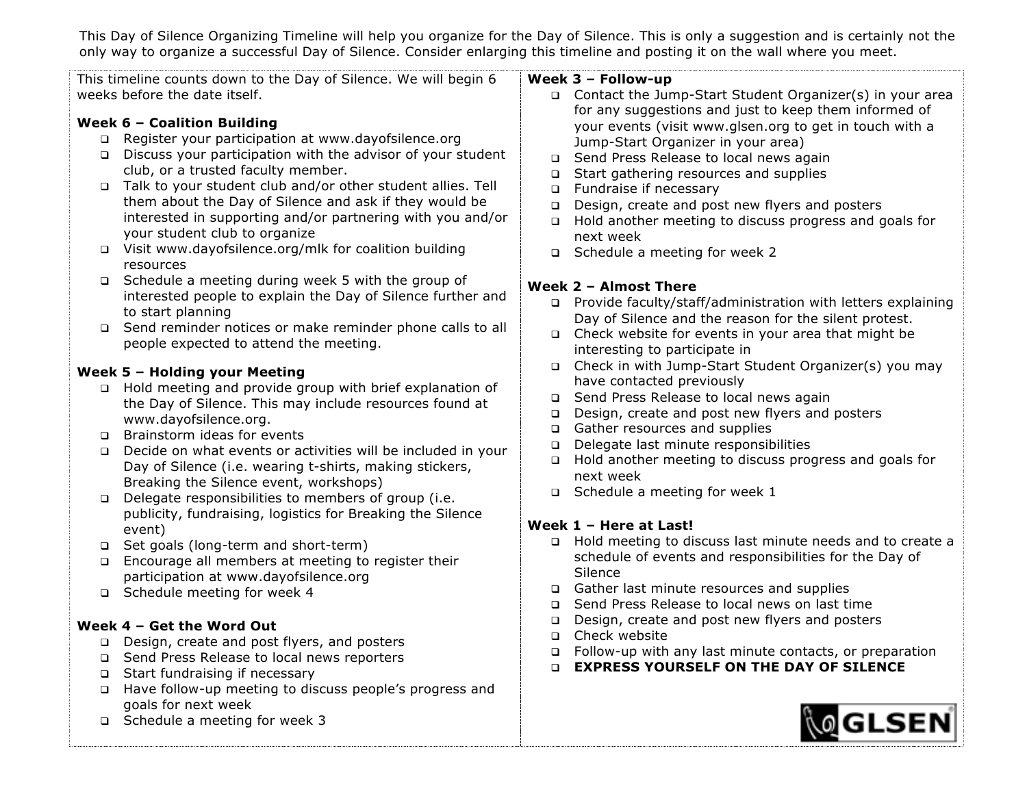This Day of Silence Organizing Timeline will help you organize for the Day of Silence. This is only a suggestion and is certainly not the only way to organize a successful Day of Silence. Consider enlarging this timeline and posting it on the wall where you meet.

This timeline counts down to the Day of Silence. We will begin 6 weeks before the date itself.

**Week 6 – Coalition Building**

- Register your participation at www.dayofsilence.org
- Discuss your participation with the advisor of your student club, or a trusted faculty member.
- Talk to your student club and/or other student allies. Tell them about the Day of Silence and ask if they would be interested in supporting and/or partnering with you and/or your student club to organize
- Visit www.dayofsilence.org/mlk for coalition building resources
- Schedule a meeting during week 5 with the group of interested people to explain the Day of Silence further and to start planning
- Send reminder notices or make reminder phone calls to all people expected to attend the meeting.

**Week 5 – Holding your Meeting**

- Hold meeting and provide group with brief explanation of the Day of Silence. This may include resources found at www.dayofsilence.org.
- Brainstorm ideas for events
- Decide on what events or activities will be included in your Day of Silence (i.e. wearing t-shirts, making stickers, Breaking the Silence event, workshops)
- Delegate responsibilities to members of group (i.e. publicity, fundraising, logistics for Breaking the Silence event)
- Set goals (long-term and short-term)
- Encourage all members at meeting to register their participation at www.dayofsilence.org
- Schedule meeting for week 4

**Week 4 – Get the Word Out**

- Design, create and post flyers, and posters
- Send Press Release to local news reporters
- Start fundraising if necessary
- Have follow-up meeting to discuss people's progress and goals for next week
- Schedule a meeting for week 3

**Week 3 – Follow-up**

- Contact the Jump-Start Student Organizer(s) in your area for any suggestions and just to keep them informed of your events (visit www.glsen.org to get in touch with a Jump-Start Organizer in your area)
- Send Press Release to local news again
- Start gathering resources and supplies
- Fundraise if necessary
- Design, create and post new flyers and posters
- Hold another meeting to discuss progress and goals for next week
- Schedule a meeting for week 2

**Week 2 – Almost There**

- Provide faculty/staff/administration with letters explaining Day of Silence and the reason for the silent protest.
- Check website for events in your area that might be interesting to participate in
- Check in with Jump-Start Student Organizer(s) you may have contacted previously
- Send Press Release to local news again
- Design, create and post new flyers and posters
- Gather resources and supplies
- Delegate last minute responsibilities
- Hold another meeting to discuss progress and goals for next week
- Schedule a meeting for week 1

**Week 1 – Here at Last!**

- Hold meeting to discuss last minute needs and to create a schedule of events and responsibilities for the Day of Silence
- Gather last minute resources and supplies
- Send Press Release to local news on last time
- Design, create and post new flyers and posters
- Check website
- Follow-up with any last minute contacts, or preparation
- **EXPRESS YOURSELF ON THE DAY OF SILENCE**

GLSEN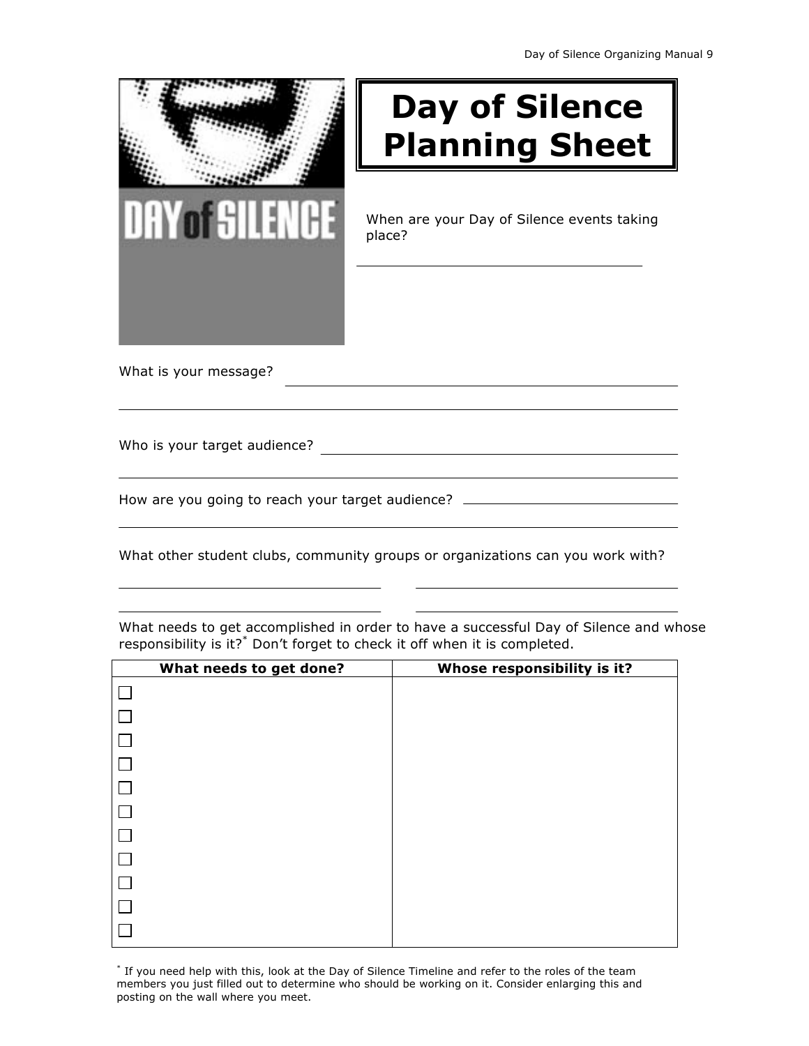# Day of Silence Planning Sheet

When are your Day of Silence events taking place?

______________________________

What is your message? ______________________________

______________________________

Who is your target audience? ______________________________

______________________________

How are you going to reach your target audience? ______________________________

______________________________

What other student clubs, community groups or organizations can you work with?

______________________________ ______________________________

______________________________ ______________________________

What needs to get accomplished in order to have a successful Day of Silence and whose responsibility is it?* Don't forget to check it off when it is completed.

| What needs to get done? | Whose responsibility is it? |
|---|---|
| ☐ | |
| ☐ | |
| ☐ | |
| ☐ | |
| ☐ | |
| ☐ | |
| ☐ | |
| ☐ | |
| ☐ | |
| ☐ | |
| ☐ | |

* If you need help with this, look at the Day of Silence Timeline and refer to the roles of the team members you just filled out to determine who should be working on it. Consider enlarging this and posting on the wall where you meet.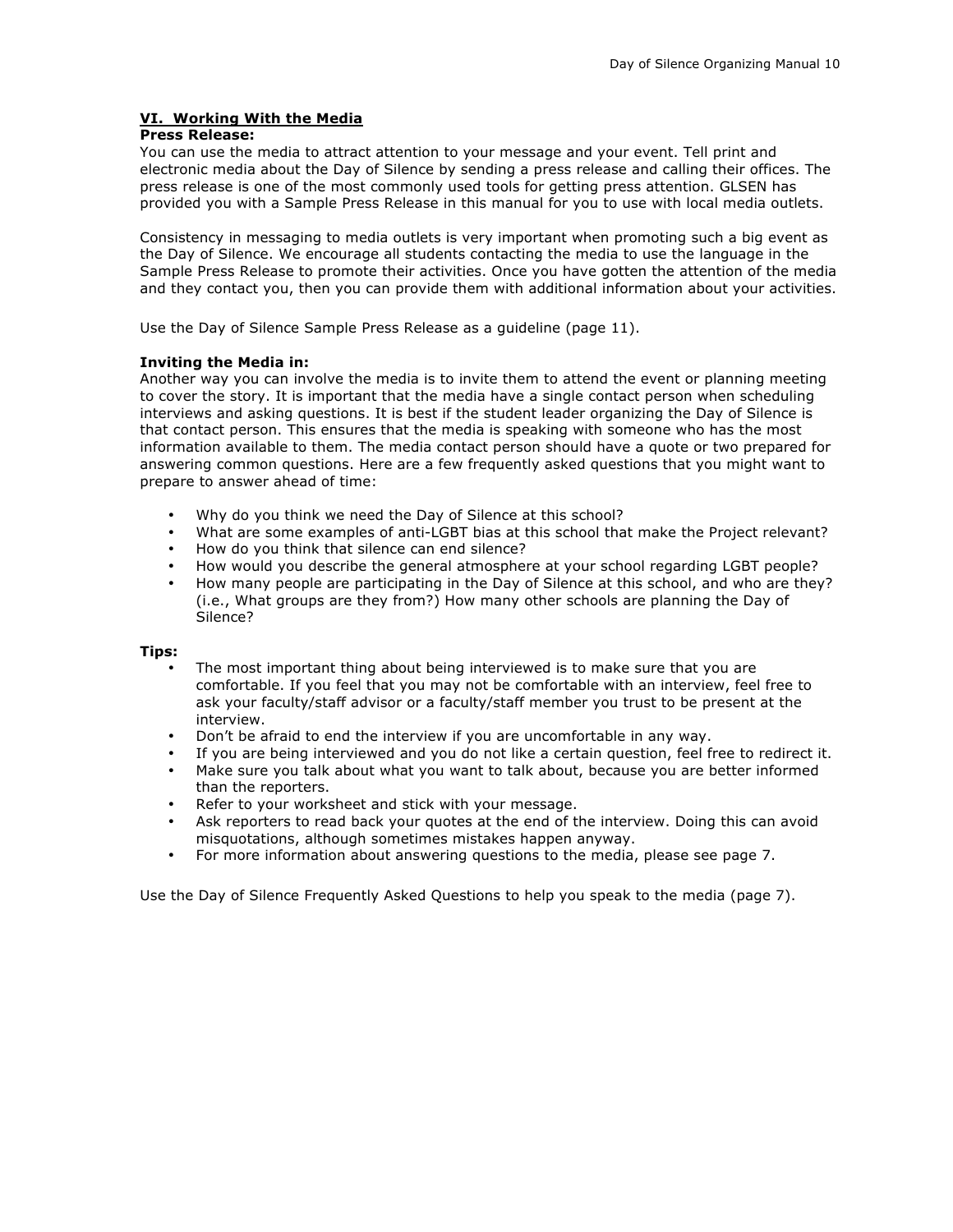## VI. Working With the Media

**Press Release:**

You can use the media to attract attention to your message and your event. Tell print and electronic media about the Day of Silence by sending a press release and calling their offices. The press release is one of the most commonly used tools for getting press attention. GLSEN has provided you with a Sample Press Release in this manual for you to use with local media outlets.

Consistency in messaging to media outlets is very important when promoting such a big event as the Day of Silence. We encourage all students contacting the media to use the language in the Sample Press Release to promote their activities. Once you have gotten the attention of the media and they contact you, then you can provide them with additional information about your activities.

Use the Day of Silence Sample Press Release as a guideline (page 11).

**Inviting the Media in:**

Another way you can involve the media is to invite them to attend the event or planning meeting to cover the story. It is important that the media have a single contact person when scheduling interviews and asking questions. It is best if the student leader organizing the Day of Silence is that contact person. This ensures that the media is speaking with someone who has the most information available to them. The media contact person should have a quote or two prepared for answering common questions. Here are a few frequently asked questions that you might want to prepare to answer ahead of time:

- Why do you think we need the Day of Silence at this school?
- What are some examples of anti-LGBT bias at this school that make the Project relevant?
- How do you think that silence can end silence?
- How would you describe the general atmosphere at your school regarding LGBT people?
- How many people are participating in the Day of Silence at this school, and who are they? (i.e., What groups are they from?) How many other schools are planning the Day of Silence?

**Tips:**

- The most important thing about being interviewed is to make sure that you are comfortable. If you feel that you may not be comfortable with an interview, feel free to ask your faculty/staff advisor or a faculty/staff member you trust to be present at the interview.
- Don't be afraid to end the interview if you are uncomfortable in any way.
- If you are being interviewed and you do not like a certain question, feel free to redirect it.
- Make sure you talk about what you want to talk about, because you are better informed than the reporters.
- Refer to your worksheet and stick with your message.
- Ask reporters to read back your quotes at the end of the interview. Doing this can avoid misquotations, although sometimes mistakes happen anyway.
- For more information about answering questions to the media, please see page 7.

Use the Day of Silence Frequently Asked Questions to help you speak to the media (page 7).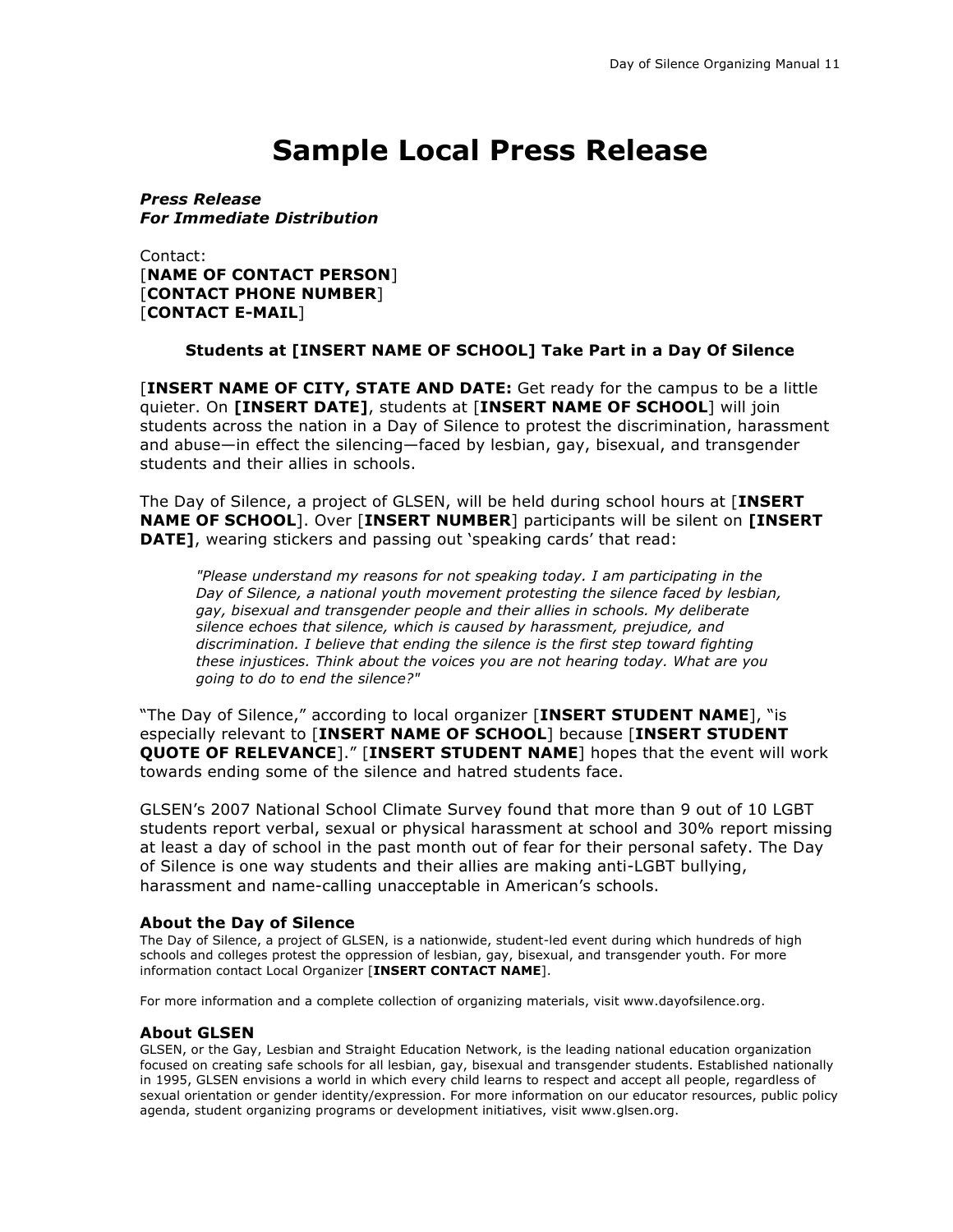# Sample Local Press Release

***Press Release***
***For Immediate Distribution***

Contact:
[**NAME OF CONTACT PERSON**]
[**CONTACT PHONE NUMBER**]
[**CONTACT E-MAIL**]

**Students at [INSERT NAME OF SCHOOL] Take Part in a Day Of Silence**

[**INSERT NAME OF CITY, STATE AND DATE:** Get ready for the campus to be a little quieter. On **[INSERT DATE]**, students at [**INSERT NAME OF SCHOOL**] will join students across the nation in a Day of Silence to protest the discrimination, harassment and abuse—in effect the silencing—faced by lesbian, gay, bisexual, and transgender students and their allies in schools.

The Day of Silence, a project of GLSEN, will be held during school hours at [**INSERT NAME OF SCHOOL**]. Over [**INSERT NUMBER**] participants will be silent on **[INSERT DATE]**, wearing stickers and passing out 'speaking cards' that read:

> *"Please understand my reasons for not speaking today. I am participating in the Day of Silence, a national youth movement protesting the silence faced by lesbian, gay, bisexual and transgender people and their allies in schools. My deliberate silence echoes that silence, which is caused by harassment, prejudice, and discrimination. I believe that ending the silence is the first step toward fighting these injustices. Think about the voices you are not hearing today. What are you going to do to end the silence?"*

"The Day of Silence," according to local organizer [**INSERT STUDENT NAME**], "is especially relevant to [**INSERT NAME OF SCHOOL**] because [**INSERT STUDENT QUOTE OF RELEVANCE**]." [**INSERT STUDENT NAME**] hopes that the event will work towards ending some of the silence and hatred students face.

GLSEN's 2007 National School Climate Survey found that more than 9 out of 10 LGBT students report verbal, sexual or physical harassment at school and 30% report missing at least a day of school in the past month out of fear for their personal safety. The Day of Silence is one way students and their allies are making anti-LGBT bullying, harassment and name-calling unacceptable in American's schools.

### About the Day of Silence

The Day of Silence, a project of GLSEN, is a nationwide, student-led event during which hundreds of high schools and colleges protest the oppression of lesbian, gay, bisexual, and transgender youth. For more information contact Local Organizer [**INSERT CONTACT NAME**].

For more information and a complete collection of organizing materials, visit www.dayofsilence.org.

### About GLSEN

GLSEN, or the Gay, Lesbian and Straight Education Network, is the leading national education organization focused on creating safe schools for all lesbian, gay, bisexual and transgender students. Established nationally in 1995, GLSEN envisions a world in which every child learns to respect and accept all people, regardless of sexual orientation or gender identity/expression. For more information on our educator resources, public policy agenda, student organizing programs or development initiatives, visit www.glsen.org.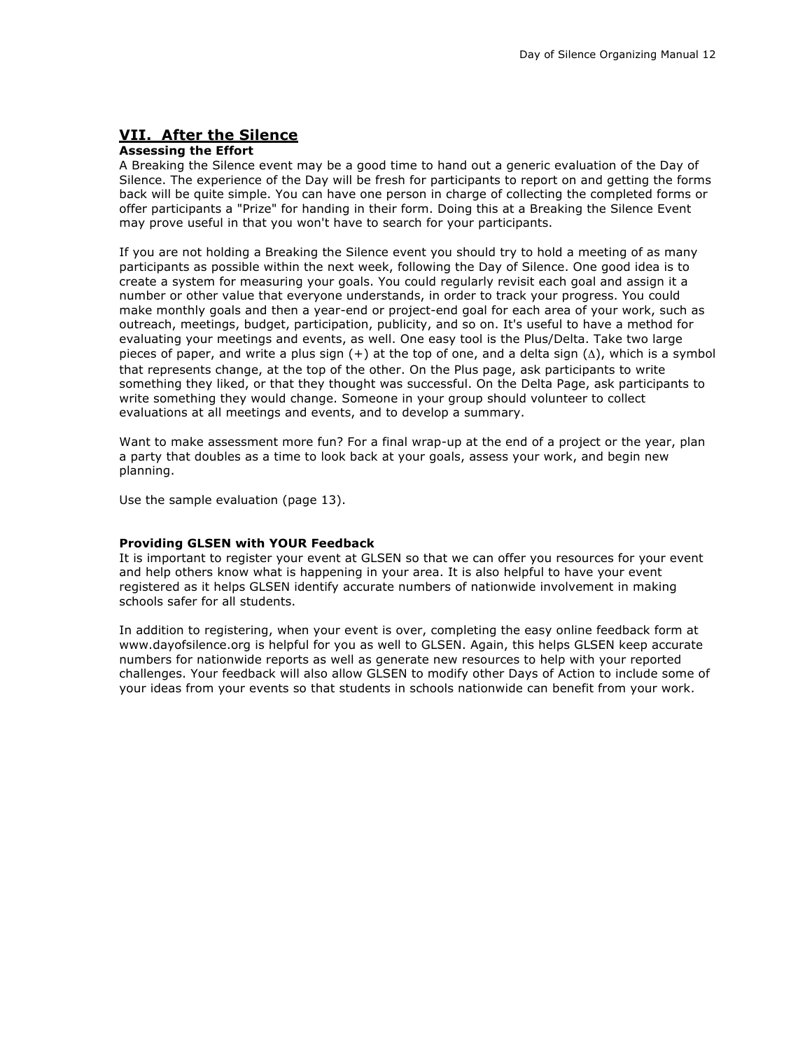## VII. After the Silence

**Assessing the Effort**

A Breaking the Silence event may be a good time to hand out a generic evaluation of the Day of Silence. The experience of the Day will be fresh for participants to report on and getting the forms back will be quite simple. You can have one person in charge of collecting the completed forms or offer participants a "Prize" for handing in their form. Doing this at a Breaking the Silence Event may prove useful in that you won't have to search for your participants.

If you are not holding a Breaking the Silence event you should try to hold a meeting of as many participants as possible within the next week, following the Day of Silence. One good idea is to create a system for measuring your goals. You could regularly revisit each goal and assign it a number or other value that everyone understands, in order to track your progress. You could make monthly goals and then a year-end or project-end goal for each area of your work, such as outreach, meetings, budget, participation, publicity, and so on. It's useful to have a method for evaluating your meetings and events, as well. One easy tool is the Plus/Delta. Take two large pieces of paper, and write a plus sign (+) at the top of one, and a delta sign (Δ), which is a symbol that represents change, at the top of the other. On the Plus page, ask participants to write something they liked, or that they thought was successful. On the Delta Page, ask participants to write something they would change. Someone in your group should volunteer to collect evaluations at all meetings and events, and to develop a summary.

Want to make assessment more fun? For a final wrap-up at the end of a project or the year, plan a party that doubles as a time to look back at your goals, assess your work, and begin new planning.

Use the sample evaluation (page 13).

**Providing GLSEN with YOUR Feedback**

It is important to register your event at GLSEN so that we can offer you resources for your event and help others know what is happening in your area. It is also helpful to have your event registered as it helps GLSEN identify accurate numbers of nationwide involvement in making schools safer for all students.

In addition to registering, when your event is over, completing the easy online feedback form at www.dayofsilence.org is helpful for you as well to GLSEN. Again, this helps GLSEN keep accurate numbers for nationwide reports as well as generate new resources to help with your reported challenges. Your feedback will also allow GLSEN to modify other Days of Action to include some of your ideas from your events so that students in schools nationwide can benefit from your work.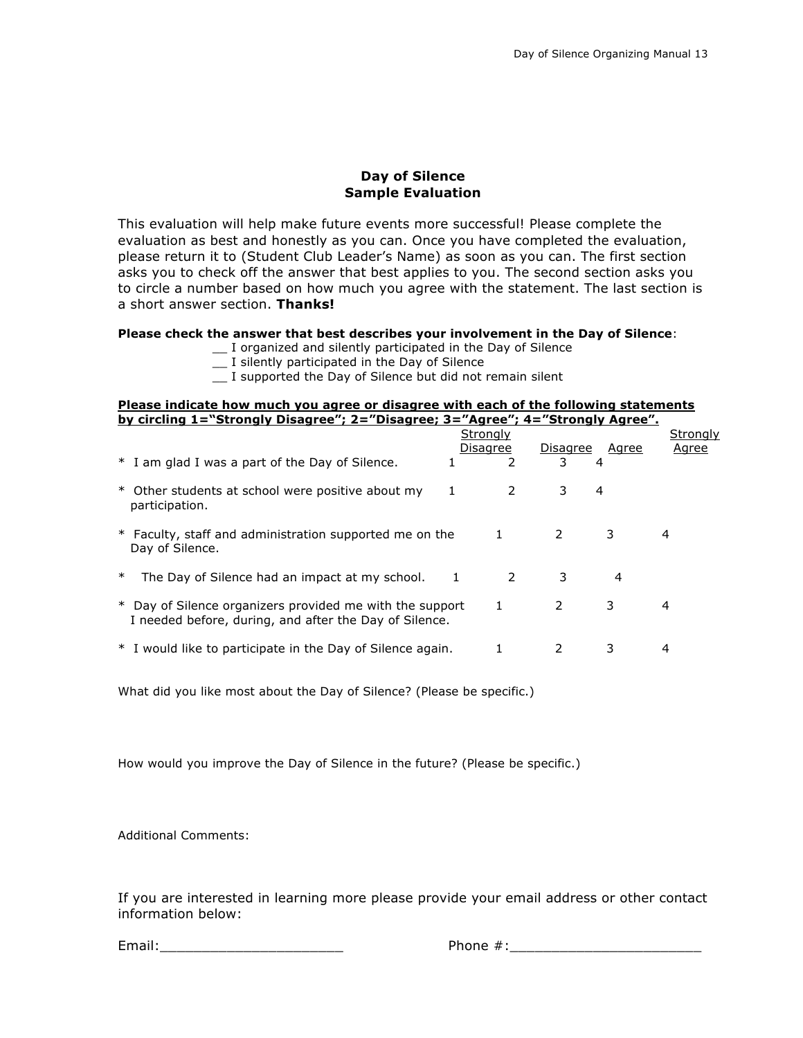## Day of Silence
## Sample Evaluation

This evaluation will help make future events more successful! Please complete the evaluation as best and honestly as you can. Once you have completed the evaluation, please return it to (Student Club Leader's Name) as soon as you can. The first section asks you to check off the answer that best applies to you. The second section asks you to circle a number based on how much you agree with the statement. The last section is a short answer section. **Thanks!**

**Please check the answer that best describes your involvement in the Day of Silence**:

__ I organized and silently participated in the Day of Silence
__ I silently participated in the Day of Silence
__ I supported the Day of Silence but did not remain silent

**Please indicate how much you agree or disagree with each of the following statements by circling 1="Strongly Disagree"; 2="Disagree; 3="Agree"; 4="Strongly Agree".**

| | Strongly Disagree | Disagree | Agree | Strongly Agree |
|---|---|---|---|---|
| * I am glad I was a part of the Day of Silence. | 1 | 2 | 3 | 4 |
| * Other students at school were positive about my participation. | 1 | 2 | 3 | 4 |
| * Faculty, staff and administration supported me on the Day of Silence. | 1 | 2 | 3 | 4 |
| * The Day of Silence had an impact at my school. | 1 | 2 | 3 | 4 |
| * Day of Silence organizers provided me with the support I needed before, during, and after the Day of Silence. | 1 | 2 | 3 | 4 |
| * I would like to participate in the Day of Silence again. | 1 | 2 | 3 | 4 |

What did you like most about the Day of Silence? (Please be specific.)

How would you improve the Day of Silence in the future? (Please be specific.)

Additional Comments:

If you are interested in learning more please provide your email address or other contact information below:

Email:______________________ Phone #:_______________________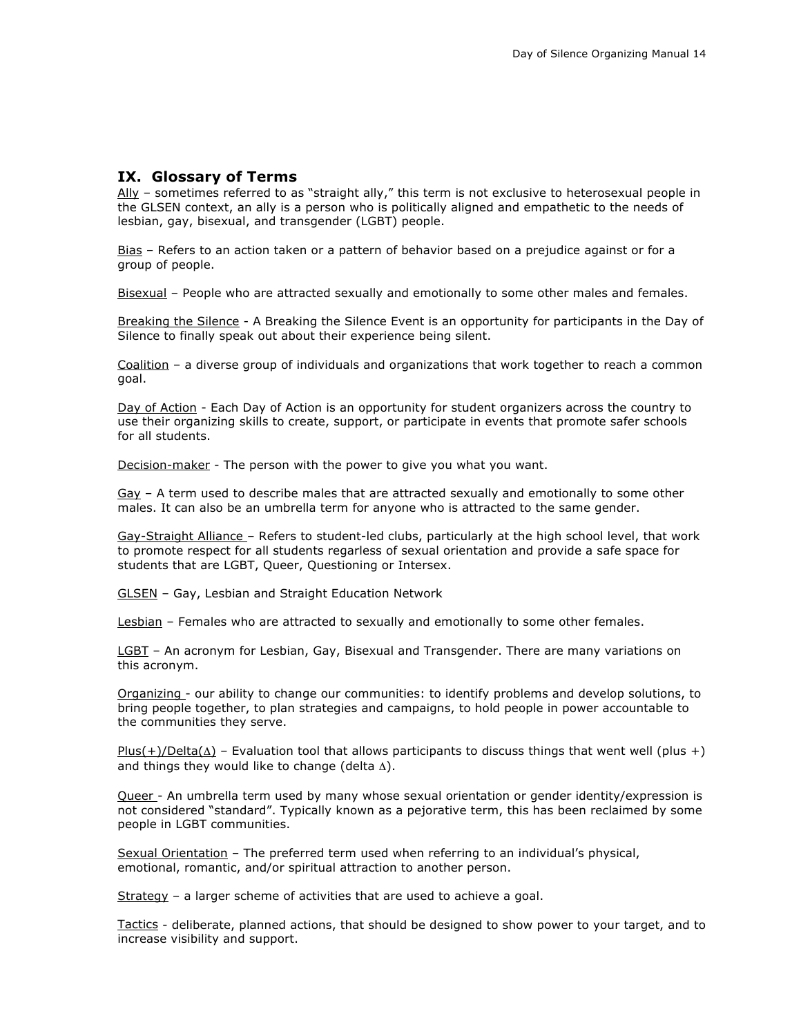## IX. Glossary of Terms

<u>Ally</u> – sometimes referred to as "straight ally," this term is not exclusive to heterosexual people in the GLSEN context, an ally is a person who is politically aligned and empathetic to the needs of lesbian, gay, bisexual, and transgender (LGBT) people.

<u>Bias</u> – Refers to an action taken or a pattern of behavior based on a prejudice against or for a group of people.

<u>Bisexual</u> – People who are attracted sexually and emotionally to some other males and females.

<u>Breaking the Silence</u> - A Breaking the Silence Event is an opportunity for participants in the Day of Silence to finally speak out about their experience being silent.

<u>Coalition</u> – a diverse group of individuals and organizations that work together to reach a common goal.

<u>Day of Action</u> - Each Day of Action is an opportunity for student organizers across the country to use their organizing skills to create, support, or participate in events that promote safer schools for all students.

<u>Decision-maker</u> - The person with the power to give you what you want.

<u>Gay</u> – A term used to describe males that are attracted sexually and emotionally to some other males. It can also be an umbrella term for anyone who is attracted to the same gender.

<u>Gay-Straight Alliance</u> – Refers to student-led clubs, particularly at the high school level, that work to promote respect for all students regarless of sexual orientation and provide a safe space for students that are LGBT, Queer, Questioning or Intersex.

<u>GLSEN</u> – Gay, Lesbian and Straight Education Network

<u>Lesbian</u> – Females who are attracted to sexually and emotionally to some other females.

<u>LGBT</u> – An acronym for Lesbian, Gay, Bisexual and Transgender. There are many variations on this acronym.

<u>Organizing</u> - our ability to change our communities: to identify problems and develop solutions, to bring people together, to plan strategies and campaigns, to hold people in power accountable to the communities they serve.

<u>Plus(+)/Delta(∆)</u> – Evaluation tool that allows participants to discuss things that went well (plus +) and things they would like to change (delta ∆).

<u>Queer</u> - An umbrella term used by many whose sexual orientation or gender identity/expression is not considered "standard". Typically known as a pejorative term, this has been reclaimed by some people in LGBT communities.

<u>Sexual Orientation</u> – The preferred term used when referring to an individual's physical, emotional, romantic, and/or spiritual attraction to another person.

<u>Strategy</u> – a larger scheme of activities that are used to achieve a goal.

<u>Tactics</u> - deliberate, planned actions, that should be designed to show power to your target, and to increase visibility and support.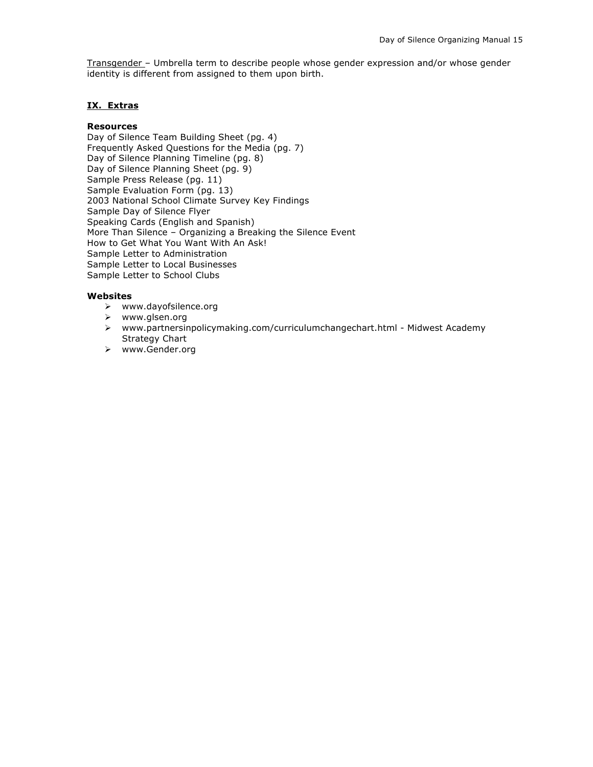<u>Transgender</u> – Umbrella term to describe people whose gender expression and/or whose gender identity is different from assigned to them upon birth.

## IX. Extras

**Resources**

Day of Silence Team Building Sheet (pg. 4)
Frequently Asked Questions for the Media (pg. 7)
Day of Silence Planning Timeline (pg. 8)
Day of Silence Planning Sheet (pg. 9)
Sample Press Release (pg. 11)
Sample Evaluation Form (pg. 13)
2003 National School Climate Survey Key Findings
Sample Day of Silence Flyer
Speaking Cards (English and Spanish)
More Than Silence – Organizing a Breaking the Silence Event
How to Get What You Want With An Ask!
Sample Letter to Administration
Sample Letter to Local Businesses
Sample Letter to School Clubs

**Websites**

- www.dayofsilence.org
- www.glsen.org
- www.partnersinpolicymaking.com/curriculumchangechart.html - Midwest Academy Strategy Chart
- www.Gender.org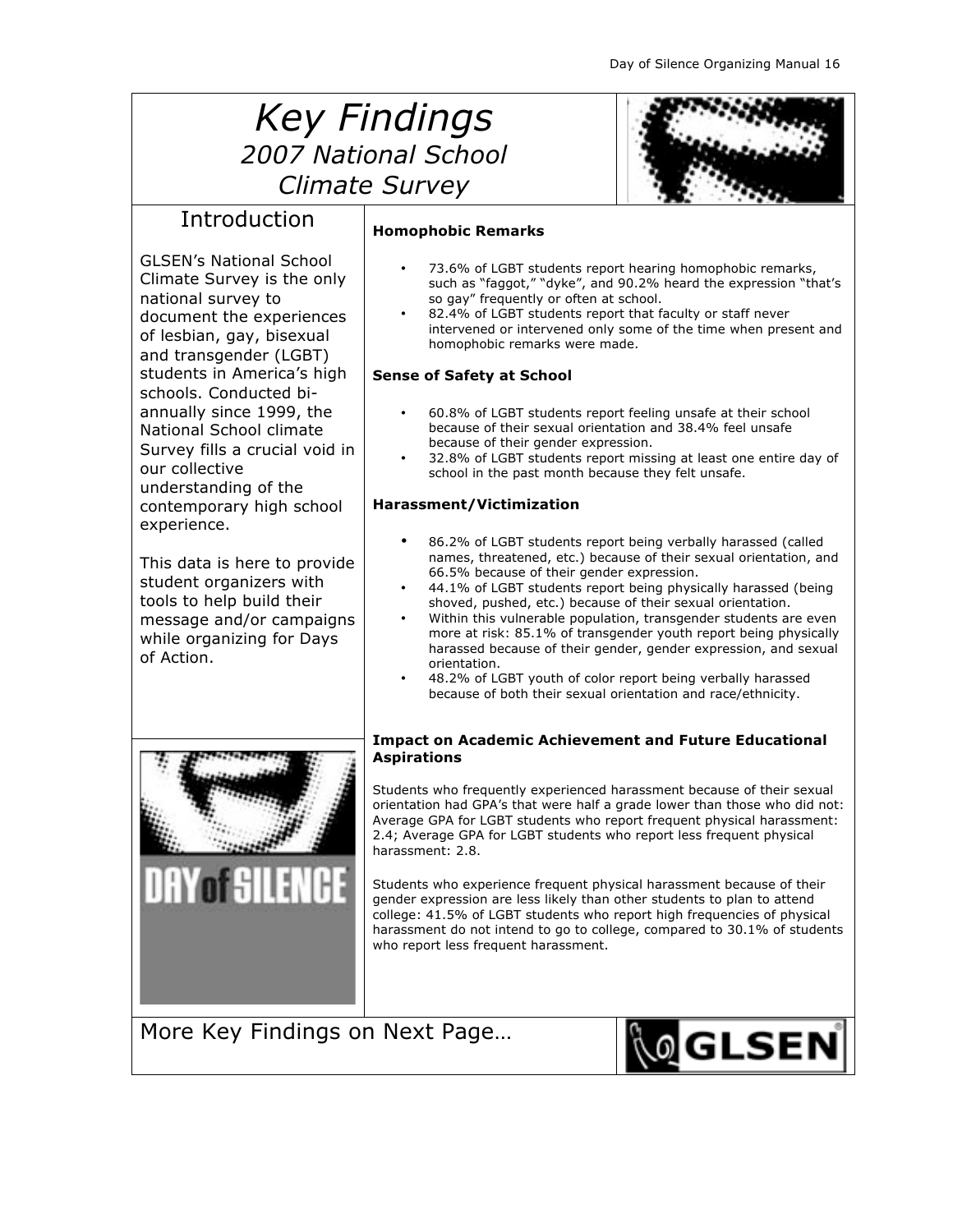# *Key Findings*

## *2007 National School Climate Survey*

## Introduction

GLSEN's National School Climate Survey is the only national survey to document the experiences of lesbian, gay, bisexual and transgender (LGBT) students in America's high schools. Conducted bi-annually since 1999, the National School climate Survey fills a crucial void in our collective understanding of the contemporary high school experience.

This data is here to provide student organizers with tools to help build their message and/or campaigns while organizing for Days of Action.

### Homophobic Remarks

- 73.6% of LGBT students report hearing homophobic remarks, such as "faggot," "dyke", and 90.2% heard the expression "that's so gay" frequently or often at school.
- 82.4% of LGBT students report that faculty or staff never intervened or intervened only some of the time when present and homophobic remarks were made.

### Sense of Safety at School

- 60.8% of LGBT students report feeling unsafe at their school because of their sexual orientation and 38.4% feel unsafe because of their gender expression.
- 32.8% of LGBT students report missing at least one entire day of school in the past month because they felt unsafe.

### Harassment/Victimization

- 86.2% of LGBT students report being verbally harassed (called names, threatened, etc.) because of their sexual orientation, and 66.5% because of their gender expression.
- 44.1% of LGBT students report being physically harassed (being shoved, pushed, etc.) because of their sexual orientation.
- Within this vulnerable population, transgender students are even more at risk: 85.1% of transgender youth report being physically harassed because of their gender, gender expression, and sexual orientation.
- 48.2% of LGBT youth of color report being verbally harassed because of both their sexual orientation and race/ethnicity.

### Impact on Academic Achievement and Future Educational Aspirations

Students who frequently experienced harassment because of their sexual orientation had GPA's that were half a grade lower than those who did not: Average GPA for LGBT students who report frequent physical harassment: 2.4; Average GPA for LGBT students who report less frequent physical harassment: 2.8.

Students who experience frequent physical harassment because of their gender expression are less likely than other students to plan to attend college: 41.5% of LGBT students who report high frequencies of physical harassment do not intend to go to college, compared to 30.1% of students who report less frequent harassment.

DAY of SILENCE

More Key Findings on Next Page…

GLSEN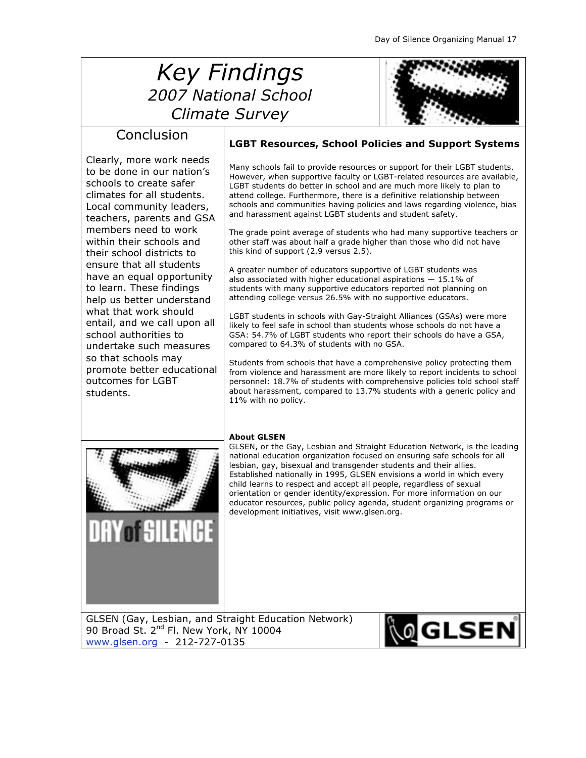# *Key Findings*

## *2007 National School Climate Survey*

## Conclusion

Clearly, more work needs to be done in our nation's schools to create safer climates for all students. Local community leaders, teachers, parents and GSA members need to work within their schools and their school districts to ensure that all students have an equal opportunity to learn. These findings help us better understand what that work should entail, and we call upon all school authorities to undertake such measures so that schools may promote better educational outcomes for LGBT students.

### LGBT Resources, School Policies and Support Systems

Many schools fail to provide resources or support for their LGBT students. However, when supportive faculty or LGBT-related resources are available, LGBT students do better in school and are much more likely to plan to attend college. Furthermore, there is a definitive relationship between schools and communities having policies and laws regarding violence, bias and harassment against LGBT students and student safety.

The grade point average of students who had many supportive teachers or other staff was about half a grade higher than those who did not have this kind of support (2.9 versus 2.5).

A greater number of educators supportive of LGBT students was also associated with higher educational aspirations — 15.1% of students with many supportive educators reported not planning on attending college versus 26.5% with no supportive educators.

LGBT students in schools with Gay-Straight Alliances (GSAs) were more likely to feel safe in school than students whose schools do not have a GSA: 54.7% of LGBT students who report their schools do have a GSA, compared to 64.3% of students with no GSA.

Students from schools that have a comprehensive policy protecting them from violence and harassment are more likely to report incidents to school personnel: 18.7% of students with comprehensive policies told school staff about harassment, compared to 13.7% students with a generic policy and 11% with no policy.

**About GLSEN**

GLSEN, or the Gay, Lesbian and Straight Education Network, is the leading national education organization focused on ensuring safe schools for all lesbian, gay, bisexual and transgender students and their allies. Established nationally in 1995, GLSEN envisions a world in which every child learns to respect and accept all people, regardless of sexual orientation or gender identity/expression. For more information on our educator resources, public policy agenda, student organizing programs or development initiatives, visit www.glsen.org.

DAY of SILENCE

GLSEN (Gay, Lesbian, and Straight Education Network)
90 Broad St. 2nd Fl. New York, NY 10004
www.glsen.org - 212-727-0135

GLSEN